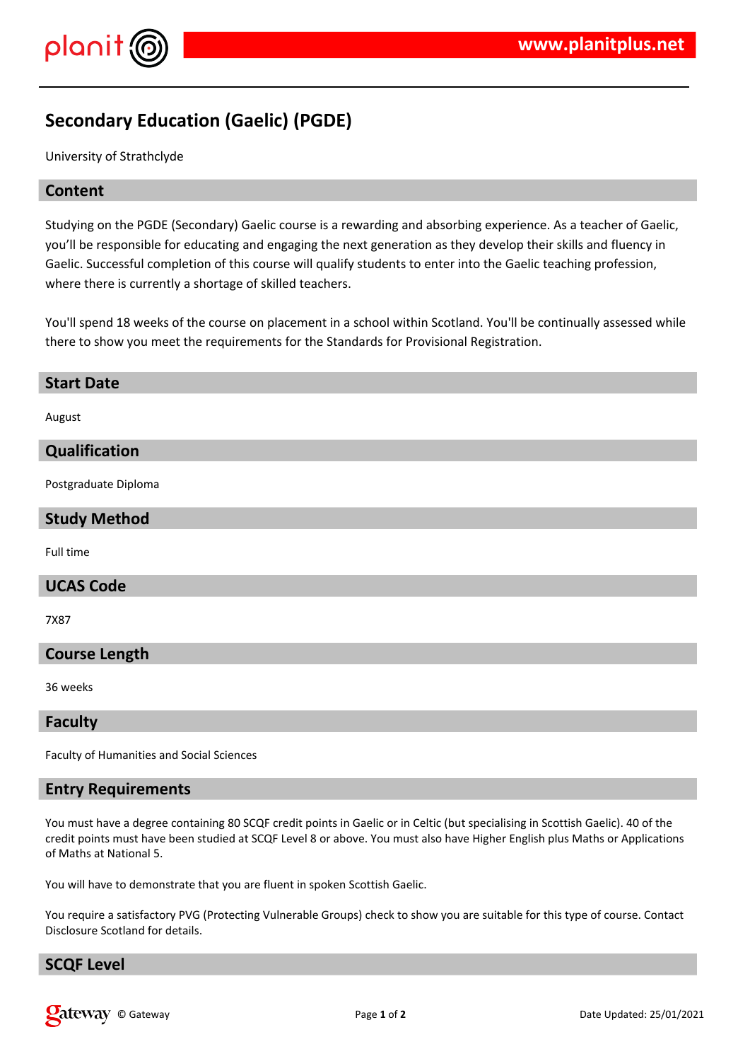# Secondary Education (Gaelic) (PGDE)

University of Strathclyde

## Content

Studying on the PGDE (Secondary) Gaelic course is a rewarding and absorbing experience. As a teacher of Gaelic, you'll be responsible for educating and engaging the next generation as they develop their skills and fluency in Gaelic. Successful completion of this course will qualify students to enter into the Gaelic teaching profession, where there is currently a shortage of skilled teachers.

You'll spend 18 weeks of the course on placement in a school within Scotland. You'll be continually assessed while there to show you meet the requirements for the Standards for Provisional Registration.

## Start Date

August

## Qualification

Postgraduate Diploma

## Study Method

Full time

## UCAS Code

7X87

## Course Length

36 weeks

## Faculty

Faculty of Humanities and Social Sciences

## Entry Requirements

You must have a degree containing 80 SCQF credit points in Gaelic or in Celtic (but specialising in Scottish Gaelic). 40 of the credit points must have been studied at SCQF Level 8 or above. You must also have Higher English plus Maths or Applications of Maths at National 5.

You will have to demonstrate that you are fluent in spoken Scottish Gaelic.

You require a satisfactory PVG (Protecting Vulnerable Groups) check to show you are suitable for this type of course. Contact Disclosure Scotland for details.

## SCQF Level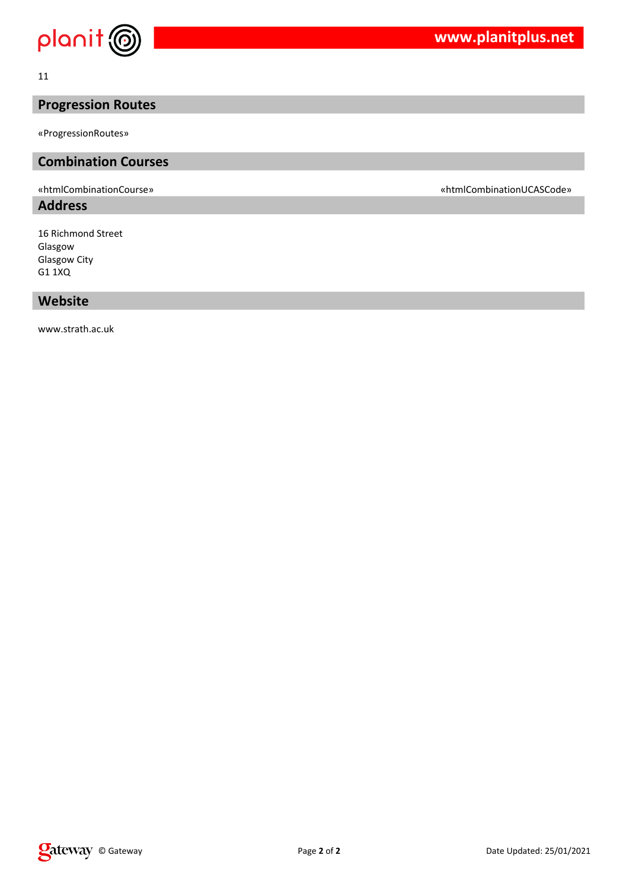11

## Progression Routes

«ProgressionRoutes»

## Combination Courses

«htmlCombinationCourse» «htmlCombinationUCASCode»

## Address

16 Richmond Street
Glasgow
Glasgow City
G1 1XQ

## Website

www.strath.ac.uk